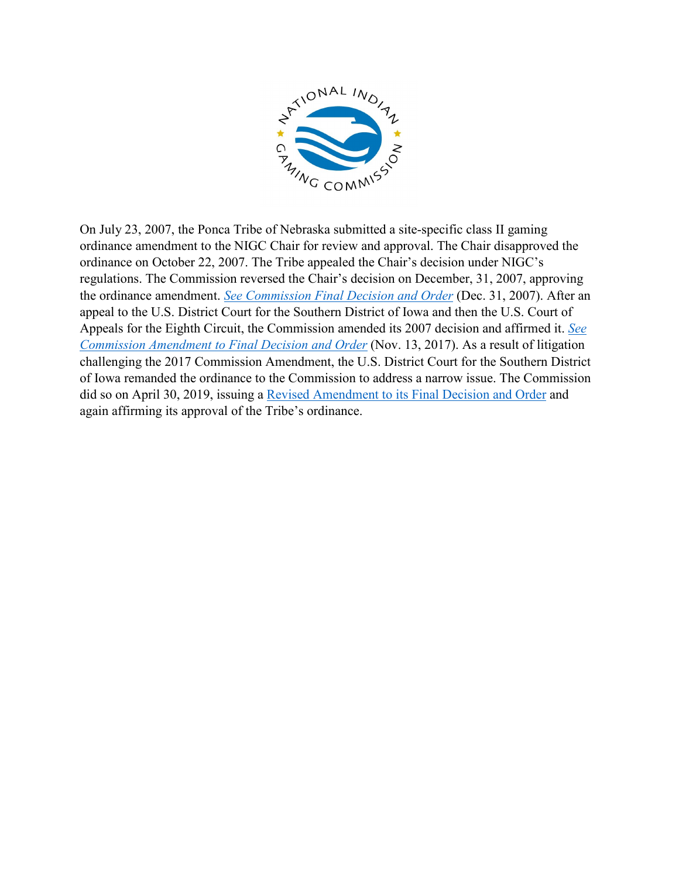On July 23, 2007, the Ponca Tribe of Nebraska submitted a site-specific class II gaming ordinance amendment to the NIGC Chair for review and approval. The Chair disapproved the ordinance on October 22, 2007. The Tribe appealed the Chair's decision under NIGC's regulations. The Commission reversed the Chair's decision on December, 31, 2007, approving the ordinance amendment. *See Commission Final Decision and Order* (Dec. 31, 2007). After an appeal to the U.S. District Court for the Southern District of Iowa and then the U.S. Court of Appeals for the Eighth Circuit, the Commission amended its 2007 decision and affirmed it. *See Commission Amendment to Final Decision and Order* (Nov. 13, 2017). As a result of litigation challenging the 2017 Commission Amendment, the U.S. District Court for the Southern District of Iowa remanded the ordinance to the Commission to address a narrow issue. The Commission did so on April 30, 2019, issuing a Revised Amendment to its Final Decision and Order and again affirming its approval of the Tribe's ordinance.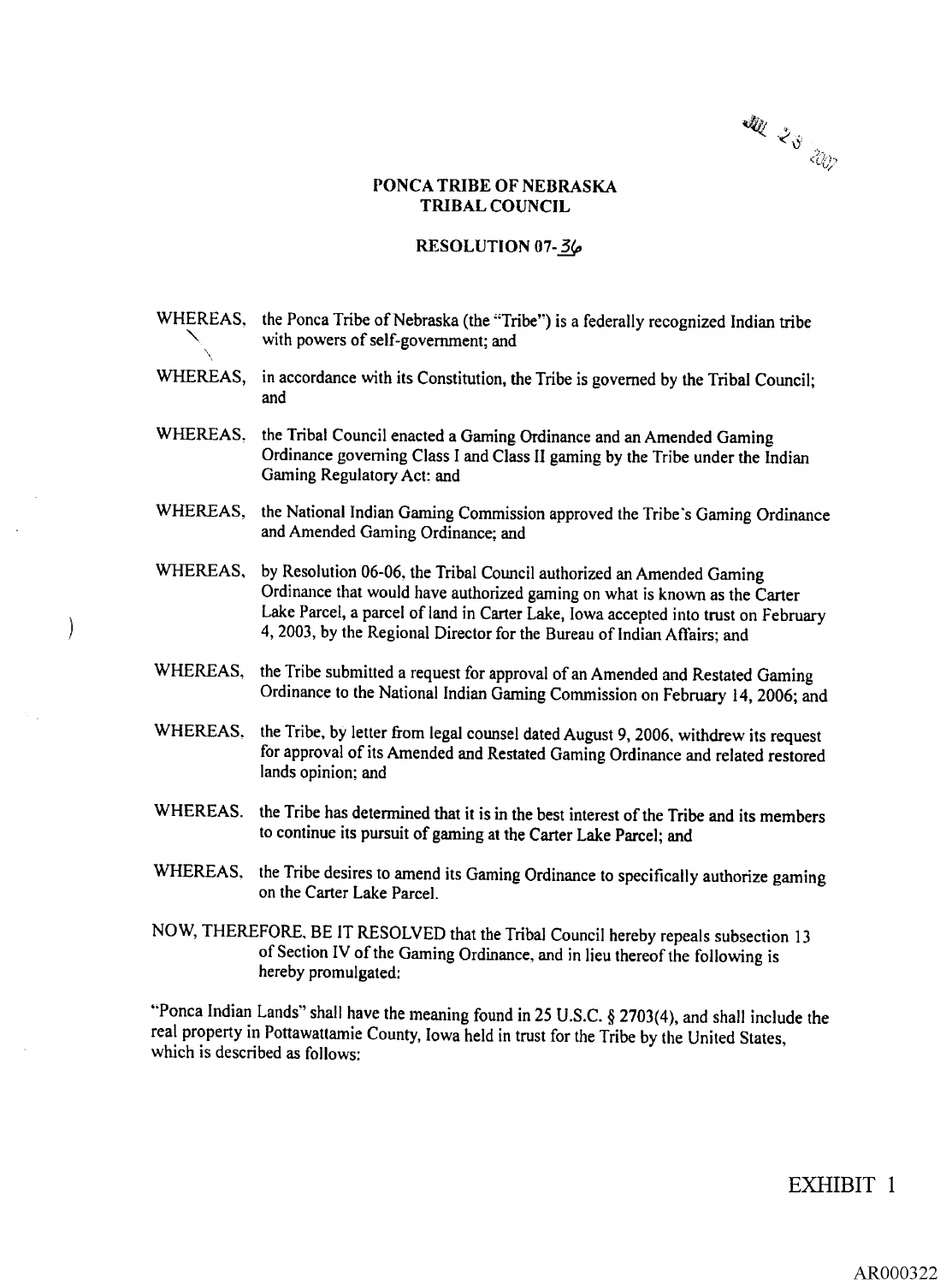JUL 23 2007

# PONCA TRIBE OF NEBRASKA
## TRIBAL COUNCIL

### RESOLUTION 07-36

WHEREAS, the Ponca Tribe of Nebraska (the "Tribe") is a federally recognized Indian tribe with powers of self-government; and

WHEREAS, in accordance with its Constitution, the Tribe is governed by the Tribal Council; and

WHEREAS, the Tribal Council enacted a Gaming Ordinance and an Amended Gaming Ordinance governing Class I and Class II gaming by the Tribe under the Indian Gaming Regulatory Act: and

WHEREAS, the National Indian Gaming Commission approved the Tribe's Gaming Ordinance and Amended Gaming Ordinance; and

WHEREAS, by Resolution 06-06, the Tribal Council authorized an Amended Gaming Ordinance that would have authorized gaming on what is known as the Carter Lake Parcel, a parcel of land in Carter Lake, Iowa accepted into trust on February 4, 2003, by the Regional Director for the Bureau of Indian Affairs; and

WHEREAS, the Tribe submitted a request for approval of an Amended and Restated Gaming Ordinance to the National Indian Gaming Commission on February 14, 2006; and

WHEREAS, the Tribe, by letter from legal counsel dated August 9, 2006, withdrew its request for approval of its Amended and Restated Gaming Ordinance and related restored lands opinion; and

WHEREAS. the Tribe has determined that it is in the best interest of the Tribe and its members to continue its pursuit of gaming at the Carter Lake Parcel; and

WHEREAS, the Tribe desires to amend its Gaming Ordinance to specifically authorize gaming on the Carter Lake Parcel.

NOW, THEREFORE, BE IT RESOLVED that the Tribal Council hereby repeals subsection 13 of Section IV of the Gaming Ordinance, and in lieu thereof the following is hereby promulgated:

"Ponca Indian Lands" shall have the meaning found in 25 U.S.C. § 2703(4), and shall include the real property in Pottawattamie County, Iowa held in trust for the Tribe by the United States, which is described as follows:

EXHIBIT 1

AR000322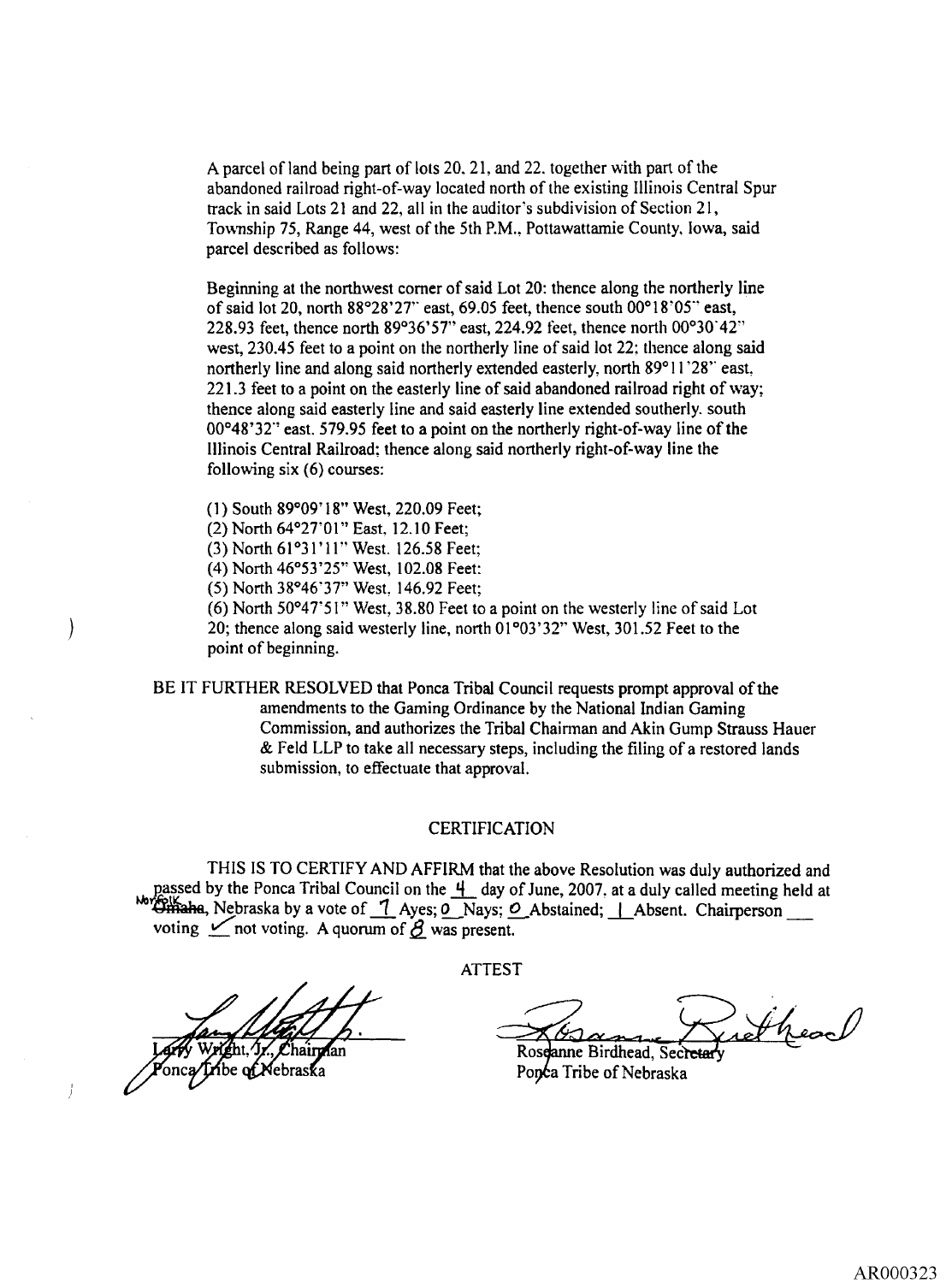A parcel of land being part of lots 20, 21, and 22, together with part of the abandoned railroad right-of-way located north of the existing Illinois Central Spur track in said Lots 21 and 22, all in the auditor's subdivision of Section 21, Township 75, Range 44, west of the 5th P.M., Pottawattamie County, Iowa, said parcel described as follows:

Beginning at the northwest corner of said Lot 20: thence along the northerly line of said lot 20, north 88°28'27" east, 69.05 feet, thence south 00°18'05" east, 228.93 feet, thence north 89°36'57" east, 224.92 feet, thence north 00°30'42" west, 230.45 feet to a point on the northerly line of said lot 22; thence along said northerly line and along said northerly extended easterly, north 89°11'28" east, 221.3 feet to a point on the easterly line of said abandoned railroad right of way; thence along said easterly line and said easterly line extended southerly, south 00°48'32" east, 579.95 feet to a point on the northerly right-of-way line of the Illinois Central Railroad; thence along said northerly right-of-way line the following six (6) courses:

(1) South 89°09'18" West, 220.09 Feet;
(2) North 64°27'01" East, 12.10 Feet;
(3) North 61°31'11" West, 126.58 Feet;
(4) North 46°53'25" West, 102.08 Feet;
(5) North 38°46'37" West, 146.92 Feet;
(6) North 50°47'51" West, 38.80 Feet to a point on the westerly line of said Lot 20; thence along said westerly line, north 01°03'32" West, 301.52 Feet to the point of beginning.

BE IT FURTHER RESOLVED that Ponca Tribal Council requests prompt approval of the amendments to the Gaming Ordinance by the National Indian Gaming Commission, and authorizes the Tribal Chairman and Akin Gump Strauss Hauer & Feld LLP to take all necessary steps, including the filing of a restored lands submission, to effectuate that approval.

## CERTIFICATION

THIS IS TO CERTIFY AND AFFIRM that the above Resolution was duly authorized and passed by the Ponca Tribal Council on the 4 day of June, 2007, at a duly called meeting held at ~~Omaha~~ Norfolk, Nebraska by a vote of 7 Ayes; 0 Nays; 0 Abstained; 1 Absent. Chairperson ___ voting ✓ not voting. A quorum of 8 was present.

ATTEST

Larry Wright, Jr., Chairman
Ponca Tribe of Nebraska

Roseanne Birdhead, Secretary
Ponca Tribe of Nebraska

AR000323